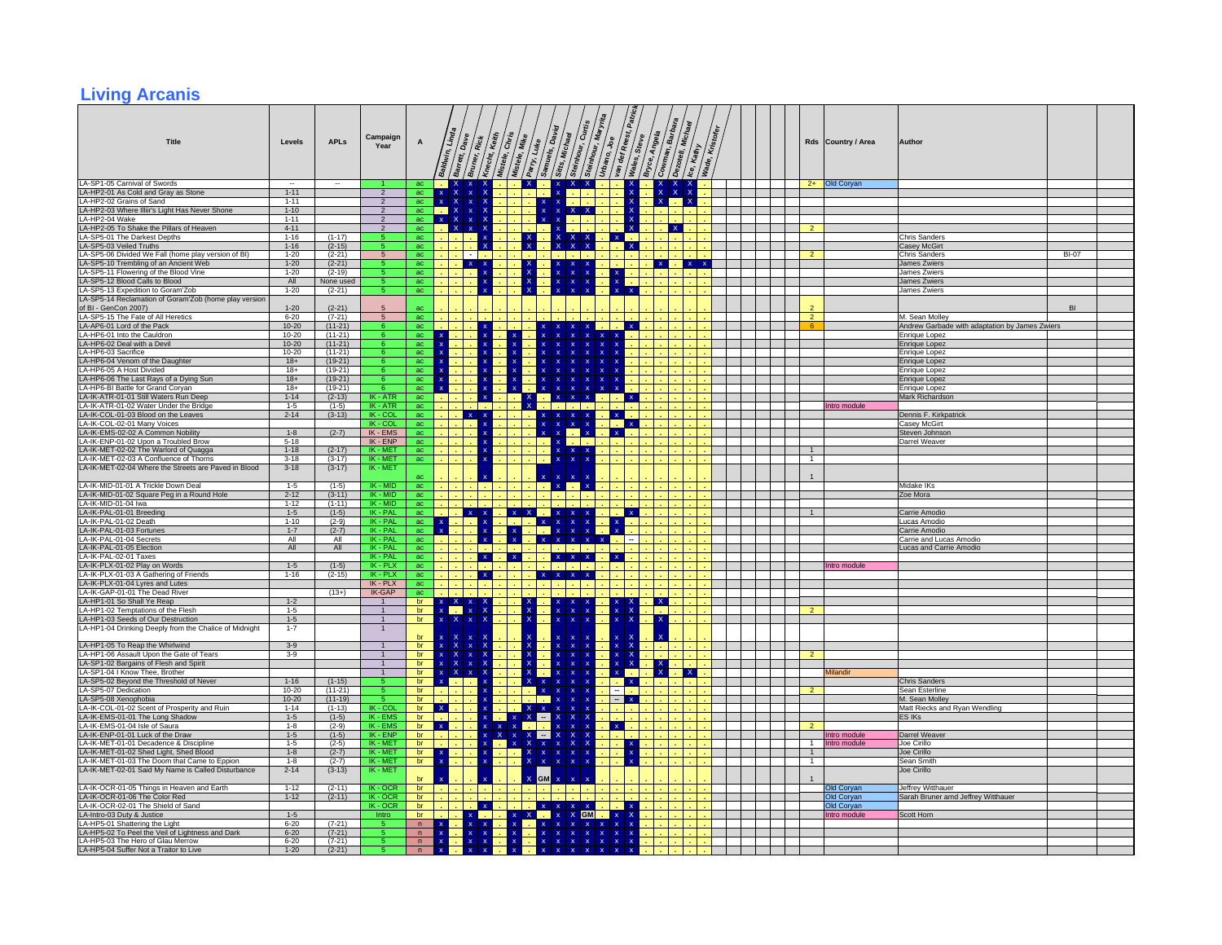# Living Arcanis

| Title | Levels | APLs | Campaign Year | A | Rds | Country / Area | Author | |
|---|---|---|---|---|---|---|---|---|
| LA-SP1-05 Carnival of Swords | -- | -- | 1 | ac | 2+ | Old Coryan | | |
| LA-HP2-01 As Cold and Gray as Stone | 1-11 | | 2 | ac | | | | |
| LA-HP2-02 Grains of Sand | 1-11 | | 2 | ac | | | | |
| LA-HP2-03 Where Illiir's Light Has Never Shone | 1-10 | | 2 | ac | | | | |
| LA-HP2-04 Wake | 1-11 | | 2 | ac | | | | |
| LA-HP2-05 To Shake the Pillars of Heaven | 4-11 | | 2 | ac | 2 | | | |
| LA-SP5-01 The Darkest Depths | 1-16 | (1-17) | 5 | ac | | | Chris Sanders | |
| LA-SP5-03 Veiled Truths | 1-16 | (2-15) | 5 | ac | | | Casey McGirt | |
| LA-SP5-06 Divided We Fall (home play version of BI) | 1-20 | (2-21) | 5 | ac | 2 | | Chris Sanders | BI-07 |
| LA-SP5-10 Trembling of an Ancient Web | 1-20 | (2-21) | 5 | ac | | | James Zwiers | |
| LA-SP5-11 Flowering of the Blood Vine | 1-20 | (2-19) | 5 | ac | | | James Zwiers | |
| LA-SP5-12 Blood Calls to Blood | All | None used | 5 | ac | | | James Zwiers | |
| LA-SP5-13 Expedition to Goram'Zob | 1-20 | (2-21) | 5 | ac | | | James Zwiers | |
| LA-SP5-14 Reclamation of Goram'Zob (home play version of BI - GenCon 2007) | 1-20 | (2-21) | 5 | ac | 2 | | | BI |
| LA-SP5-15 The Fate of All Heretics | 6-20 | (7-21) | 5 | ac | 2 | | M. Sean Molley | |
| LA-AP6-01 Lord of the Pack | 10-20 | (11-21) | 6 | ac | 6 | | Andrew Garbade with adaptation by James Zwiers | |
| LA-HP6-01 Into the Cauldron | 10-20 | (11-21) | 6 | ac | | | Enrique Lopez | |
| LA-HP6-02 Deal with a Devil | 10-20 | (11-21) | 6 | ac | | | Enrique Lopez | |
| LA-HP6-03 Sacrifice | 10-20 | (11-21) | 6 | ac | | | Enrique Lopez | |
| LA-HP6-04 Venom of the Daughter | 18+ | (19-21) | 6 | ac | | | Enrique Lopez | |
| LA-HP6-05 A Host Divided | 18+ | (19-21) | 6 | ac | | | Enrique Lopez | |
| LA-HP6-06 The Last Rays of a Dying Sun | 18+ | (19-21) | 6 | ac | | | Enrique Lopez | |
| LA-HP6-BI Battle for Grand Coryan | 18+ | (19-21) | 6 | ac | | | Enrique Lopez | |
| LA-IK-ATR-01-01 Still Waters Run Deep | 1-14 | (2-13) | IK - ATR | ac | | | Mark Richardson | |
| LA-IK-ATR-01-02 Water Under the Bridge | 1-5 | (1-5) | IK - ATR | ac | | Intro module | | |
| LA-IK-COL-01-03 Blood on the Leaves | 2-14 | (3-13) | IK - COL | ac | | | Dennis F. Kirkpatrick | |
| LA-IK-COL-02-01 Many Voices | | | IK - COL | ac | | | Casey McGirt | |
| LA-IK-EMS-02-02 A Common Nobility | 1-8 | (2-7) | IK - EMS | ac | | | Steven Johnson | |
| LA-IK-ENP-01-02 Upon a Troubled Brow | 5-18 | | IK - ENP | ac | | | Darrel Weaver | |
| LA-IK-MET-02-02 The Warlord of Quagga | 1-18 | (2-17) | IK - MET | ac | 1 | | | |
| LA-IK-MET-02-03 A Confluence of Thorns | 3-18 | (3-17) | IK - MET | ac | 1 | | | |
| LA-IK-MET-02-04 Where the Streets are Paved in Blood | 3-18 | (3-17) | IK - MET | ac | 1 | | | |
| LA-IK-MID-01-01 A Trickle Down Deal | 1-5 | (1-5) | IK - MID | ac | | | Midake IKs | |
| LA-IK-MID-01-02 Square Peg in a Round Hole | 2-12 | (3-11) | IK - MID | ac | | | Zoe Mora | |
| LA-IK-MID-01-04 Iwa | 1-12 | (1-11) | IK - MID | ac | | | | |
| LA-IK-PAL-01-01 Breeding | 1-5 | (1-5) | IK - PAL | ac | 1 | | Carrie Amodio | |
| LA-IK-PAL-01-02 Death | 1-10 | (2-9) | IK - PAL | ac | | | Lucas Amodio | |
| LA-IK-PAL-01-03 Fortunes | 1-7 | (2-7) | IK - PAL | ac | | | Carrie Amodio | |
| LA-IK-PAL-01-04 Secrets | All | All | IK - PAL | ac | | | Carrie and Lucas Amodio | |
| LA-IK-PAL-01-05 Election | All | All | IK - PAL | ac | | | Lucas and Carrie Amodio | |
| LA-IK-PAL-02-01 Taxes | | | IK - PAL | ac | | | | |
| LA-IK-PLX-01-02 Play on Words | 1-5 | (1-5) | IK - PLX | ac | | Intro module | | |
| LA-IK-PLX-01-03 A Gathering of Friends | 1-16 | (2-15) | IK - PLX | ac | | | | |
| LA-IK-PLX-01-04 Lyres and Lutes | | | IK - PLX | ac | | | | |
| LA-IK-GAP-01-01 The Dead River | | (13+) | IK-GAP | ac | | | | |
| LA-HP1-01 So Shall Ye Reap | 1-2 | | 1 | br | | | | |
| LA-HP1-02 Temptations of the Flesh | 1-5 | | 1 | br | 2 | | | |
| LA-HP1-03 Seeds of Our Destruction | 1-5 | | 1 | br | | | | |
| LA-HP1-04 Drinking Deeply from the Chalice of Midnight | 1-7 | | 1 | br | | | | |
| LA-HP1-05 To Reap the Whirlwind | 3-9 | | 1 | br | | | | |
| LA-HP1-06 Assault Upon the Gate of Tears | 3-9 | | 1 | br | 2 | | | |
| LA-SP1-02 Bargains of Flesh and Spirit | | | 1 | br | | | | |
| LA-SP1-04 I Now Thee, Brother | | | 1 | br | | Milandir | | |
| LA-SP5-02 Beyond the Threshold of Never | 1-16 | (1-15) | 5 | br | | | Chris Sanders | |
| LA-SP5-07 Dedication | 10-20 | (11-21) | 5 | br | 2 | | Sean Esterline | |
| LA-SP5-08 Xenophobia | 10-20 | (11-19) | 5 | br | | | M. Sean Molley | |
| LA-IK-COL-01-02 Scent of Prosperity and Ruin | 1-14 | (1-13) | IK - COL | br | | | Matt Riecks and Ryan Wendling | |
| LA-IK-EMS-01-01 The Long Shadow | 1-5 | (1-5) | IK - EMS | br | | | ES IKs | |
| LA-IK-EMS-01-04 Isle of Saura | 1-8 | (2-9) | IK - EMS | br | 2 | | | |
| LA-IK-ENP-01-01 Luck of the Draw | 1-5 | (1-5) | IK - ENP | br | | Intro module | Darrel Weaver | |
| LA-IK-MET-01-01 Decadence & Discipline | 1-5 | (2-5) | IK - MET | br | 1 | Intro module | Joe Cirillo | |
| LA-IK-MET-01-02 Shed Light, Shed Blood | 1-8 | (2-7) | IK - MET | br | 1 | | Joe Cirillo | |
| LA-IK-MET-01-03 The Doom that Came to Eppion | 1-8 | (2-7) | IK - MET | br | 1 | | Sean Smith | |
| LA-IK-MET-02-01 Said My Name is Called Disturbance | 2-14 | (3-13) | IK - MET | br | 1 | | Joe Cirillo | |
| LA-IK-OCR-01-05 Things in Heaven and Earth | 1-12 | (2-11) | IK - OCR | br | | Old Coryan | Jeffrey Witthauer | |
| LA-IK-OCR-01-06 The Color Red | 1-12 | (2-11) | IK - OCR | br | | Old Coryan | Sarah Bruner amd Jeffrey Witthauer | |
| LA-IK-OCR-02-01 The Shield of Sand | | | IK - OCR | br | | Old Coryan | | |
| LA-Intro-03 Duty & Justice | 1-5 | | Intro | br | | Intro module | Scott Horn | |
| LA-HP5-01 Shattering the Light | 6-20 | (7-21) | 5 | n | | | | |
| LA-HP5-02 To Peel the Veil of Lightness and Dark | 6-20 | (7-21) | 5 | n | | | | |
| LA-HP5-03 The Hero of Glau Merrow | 6-20 | (7-21) | 5 | n | | | | |
| LA-HP5-04 Suffer Not a Traitor to Live | 1-20 | (2-21) | 5 | n | | | | |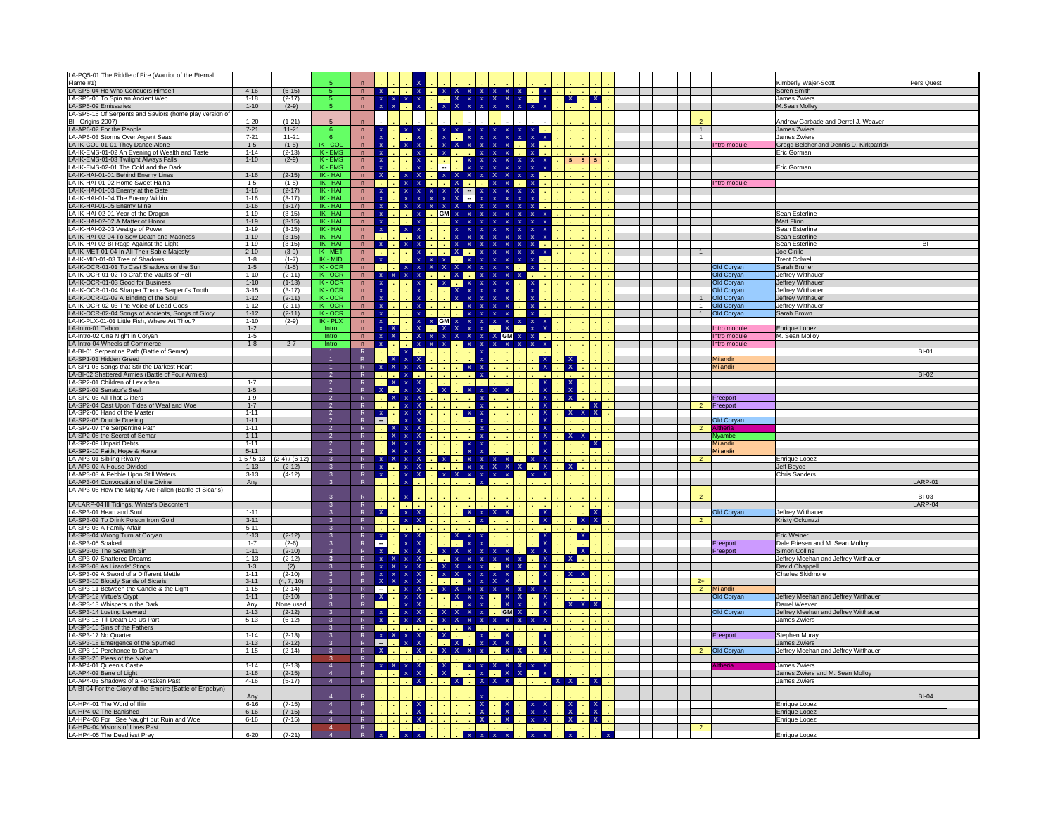| Adventure | Levels | APL | Region/Year | Type | | Notes | Author | |
|---|---|---|---|---|---|---|---|---|
| LA-PQ5-01 The Riddle of Fire (Warrior of the Eternal Flame #1) | | | 5 | n | | | Kimberly Wajer-Scott | Pers Quest |
| LA-SP5-04 He Who Conquers Himself | 4-16 | (5-15) | 5 | n | | | Soren Smith | |
| LA-SP5-05 To Spin an Ancient Web | 1-18 | (2-17) | 5 | n | | | James Zwiers | |
| LA-SP5-09 Emissaries | 1-10 | (2-9) | 5 | n | | | M.Sean Molley | |
| LA-SP5-16 Of Serpents and Saviors (home play version of BI - Origins 2007) | 1-20 | (1-21) | 5 | n | 2 | | Andrew Garbade and Derrel J. Weaver | |
| LA-AP6-02 For the People | 7-21 | 11-21 | 6 | n | 1 | | James Zwiers | |
| LA-AP6-03 Storms Over Argent Seas | 7-21 | 11-21 | 6 | n | 1 | | James Zwiers | |
| LA-IK-COL-01-01 They Dance Alone | 1-5 | (1-5) | IK - COL | n | | Intro module | Gregg Belcher and Dennis D. Kirkpatrick | |
| LA-IK-EMS-01-02 An Evening of Wealth and Taste | 1-14 | (2-13) | IK - EMS | n | | | Eric Gorman | |
| LA-IK-EMS-01-03 Twilight Always Falls | 1-10 | (2-9) | IK - EMS | n | | | | |
| LA-IK-EMS-02-01 The Cold and the Dark | | | IK - EMS | n | | | Eric Gorman | |
| LA-IK-HAI-01-01 Behind Enemy Lines | 1-16 | (2-15) | IK - HAI | n | | | | |
| LA-IK-HAI-01-02 Home Sweet Haina | 1-5 | (1-5) | IK - HAI | n | | Intro module | | |
| LA-IK-HAI-01-03 Enemy at the Gate | 1-16 | (2-17) | IK - HAI | n | | | | |
| LA-IK-HAI-01-04 The Enemy Within | 1-16 | (3-17) | IK - HAI | n | | | | |
| LA-IK-HAI-01-05 Enemy Mine | 1-16 | (3-17) | IK - HAI | n | | | | |
| LA-IK-HAI-02-01 Year of the Dragon | 1-19 | (3-15) | IK - HAI | n | | | Sean Esterline | |
| LA-IK-HAI-02-02 A Matter of Honor | 1-19 | (3-15) | IK - HAI | n | | | Matt Flinn | |
| LA-IK-HAI-02-03 Vestige of Power | 1-19 | (3-15) | IK - HAI | n | | | Sean Esterline | |
| LA-IK-HAI-02-04 To Sow Death and Madness | 1-19 | (3-15) | IK - HAI | n | | | Sean Esterline | |
| LA-IK-HAI-02-BI Rage Against the Light | 1-19 | (3-15) | IK - HAI | n | | | Sean Esterline | BI |
| LA-IK-MET-01-04 In All Their Sable Majesty | 2-10 | (3-9) | IK - MET | n | 1 | | Joe Cirillo | |
| LA-IK-MID-01-03 Tree of Shadows | 1-8 | (1-7) | IK - MID | n | | | Trent Colwell | |
| LA-IK-OCR-01-01 To Cast Shadows on the Sun | 1-5 | (1-5) | IK - OCR | n | | Old Coryan | Sarah Bruner | |
| LA-IK-OCR-01-02 To Craft the Vaults of Hell | 1-10 | (2-11) | IK - OCR | n | | Old Coryan | Jeffrey Witthauer | |
| LA-IK-OCR-01-03 Good for Business | 1-10 | (1-13) | IK - OCR | n | | Old Coryan | Jeffrey Witthauer | |
| LA-IK-OCR-01-04 Sharper Than a Serpent's Tooth | 3-15 | (3-17) | IK - OCR | n | | Old Coryan | Jeffrey Witthauer | |
| LA-IK-OCR-02-02 A Binding of the Soul | 1-12 | (2-11) | IK - OCR | n | 1 | Old Coryan | Jeffrey Witthauer | |
| LA-IK-OCR-02-03 The Voice of Dead Gods | 1-12 | (2-11) | IK - OCR | n | 1 | Old Coryan | Jeffrey Witthauer | |
| LA-IK-OCR-02-04 Songs of Ancients, Songs of Glory | 1-12 | (2-11) | IK - OCR | n | 1 | Old Coryan | Sarah Brown | |
| LA-IK-PLX-01-01 Little Fish, Where Art Thou? | 1-10 | (2-9) | IK - PLX | n | | | | |
| LA-Intro-01 Taboo | 1-2 | | Intro | n | | Intro module | Enrique Lopez | |
| LA-Intro-02 One Night in Coryan | 1-5 | | Intro | n | | Intro module | M. Sean Molloy | |
| LA-Intro-04 Wheels of Commerce | 1-8 | 2-7 | Intro | n | | Intro module | | |
| LA-BI-01 Serpentine Path (Battle of Semar) | | | 1 | R | | | | BI-01 |
| LA-SP1-01 Hidden Greed | | | 1 | R | | Milandir | | |
| LA-SP1-03 Songs that Stir the Darkest Heart | | | 1 | R | | Milandir | | |
| LA-BI-02 Shattered Armies (Battle of Four Armies) | | | 2 | R | | | | BI-02 |
| LA-SP2-01 Children of Leviathan | 1-7 | | 2 | R | | | | |
| LA-SP2-02 Senator's Seal | 1-5 | | 2 | R | | | | |
| LA-SP2-03 All That Glitters | 1-9 | | 2 | R | | Freeport | | |
| LA-SP2-04 Cast Upon Tides of Weal and Woe | 1-7 | | 2 | R | 2 | Freeport | | |
| LA-SP2-05 Hand of the Master | 1-11 | | 2 | R | | | | |
| LA-SP2-06 Double Dueling | 1-11 | | 2 | R | | Old Coryan | | |
| LA-SP2-07 the Serpentine Path | 1-11 | | 2 | R | 2 | Althenia | | |
| LA-SP2-08 the Secret of Semar | 1-11 | | 2 | R | | Nyambe | | |
| LA-SP2-09 Unpaid Debts | 1-11 | | 2 | R | | Milandir | | |
| LA-SP2-10 Faith, Hope & Honor | 5-11 | | 2 | R | | Milandir | | |
| LA-AP3-01 Sibling Rivalry | 1-5 / 5-13 | (2-4) / (6-12) | 3 | R | 2 | | Enrique Lopez | |
| LA-AP3-02 A House Divided | 1-13 | (2-12) | 3 | R | | | Jeff Boyce | |
| LA-AP3-03 A Pebble Upon Still Waters | 3-13 | (4-12) | 3 | R | | | Chris Sanders | |
| LA-AP3-04 Convocation of the Divine | Any | | 3 | R | | | | LARP-01 |
| LA-AP3-05 How the Mighty Are Fallen (Battle of Sicaris) | | | 3 | R | 2 | | | BI-03 |
| LA-LARP-04 Ill Tidings, Winter's Discontent | | | 3 | R | | | | LARP-04 |
| LA-SP3-01 Heart and Soul | 1-11 | | 3 | R | | Old Coryan | Jeffrey Witthauer | |
| LA-SP3-02 To Drink Poison from Gold | 3-11 | | 3 | R | 2 | | Kristy Ockunzzi | |
| LA-SP3-03 A Family Affair | 5-11 | | 3 | R | | | | |
| LA-SP3-04 Wrong Turn at Coryan | 1-13 | (2-12) | 3 | R | | | Eric Weiner | |
| LA-SP3-05 Soaked | 1-7 | (2-6) | 3 | R | | Freeport | Dale Friesen and M. Sean Molloy | |
| LA-SP3-06 The Seventh Sin | 1-11 | (2-10) | 3 | R | | Freeport | Simon Collins | |
| LA-SP3-07 Shattered Dreams | 1-13 | (2-12) | 3 | R | | | Jeffrey Meehan and Jeffrey Witthauer | |
| LA-SP3-08 As Lizards' Stings | 1-3 | (2) | 3 | R | | | David Chappell | |
| LA-SP3-09 A Sword of a Different Mettle | 1-11 | (2-10) | 3 | R | | | Charles Skidmore | |
| LA-SP3-10 Bloody Sands of Sicaris | 3-11 | (4, 7, 10) | 3 | R | 2+ | | | |
| LA-SP3-11 Between the Candle & the Light | 1-15 | (2-14) | 3 | R | 2 | Milandir | | |
| LA-SP3-12 Virtue's Crypt | 1-11 | (2-10) | 3 | R | | Old Coryan | Jeffrey Meehan and Jeffrey Witthauer | |
| LA-SP3-13 Whispers in the Dark | Any | None used | 3 | R | | | Darrel Weaver | |
| LA-SP3-14 Lusting Leeward | 1-13 | (2-12) | 3 | R | | Old Coryan | Jeffrey Meehan and Jeffrey Witthauer | |
| LA-SP3-15 Till Death Do Us Part | 5-13 | (6-12) | 3 | R | | | James Zwiers | |
| LA-SP3-16 Sins of the Fathers | | | 3 | R | | | | |
| LA-SP3-17 No Quarter | 1-14 | (2-13) | 3 | R | | Freeport | Stephen Muray | |
| LA-SP3-18 Emergence of the Spurned | 1-13 | (2-12) | 3 | R | | | James Zwiers | |
| LA-SP3-19 Perchance to Dream | 1-15 | (2-14) | 3 | R | 2 | Old Coryan | Jeffrey Meehan and Jeffrey Witthauer | |
| LA-SP3-20 Pleas of the Naïve | | | 3 | R | | | | |
| LA-AP4-01 Queen's Castle | 1-14 | (2-13) | 4 | R | | Althenia | James Zwiers | |
| LA-AP4-02 Bane of Light | 1-16 | (2-15) | 4 | R | | | James Zwiers and M. Sean Molloy | |
| LA-AP4-03 Shadows of a Forsaken Past | 4-16 | (5-17) | 4 | R | | | James Zwiers | |
| LA-BI-04 For the Glory of the Empire (Battle of Enpebyn) | Any | | 4 | R | | | | BI-04 |
| LA-HP4-01 The Word of Illir | 6-16 | (7-15) | 4 | R | | | Enrique Lopez | |
| LA-HP4-02 The Banished | 6-16 | (7-15) | 4 | R | | | Enrique Lopez | |
| LA-HP4-03 For I See Naught but Ruin and Woe | 6-16 | (7-15) | 4 | R | | | Enrique Lopez | |
| LA-HP4-04 Visions of Lives Past | | | 4 | R | 2 | | | |
| LA-HP4-05 The Deadliest Prey | 6-20 | (7-21) | 4 | R | | | Enrique Lopez | |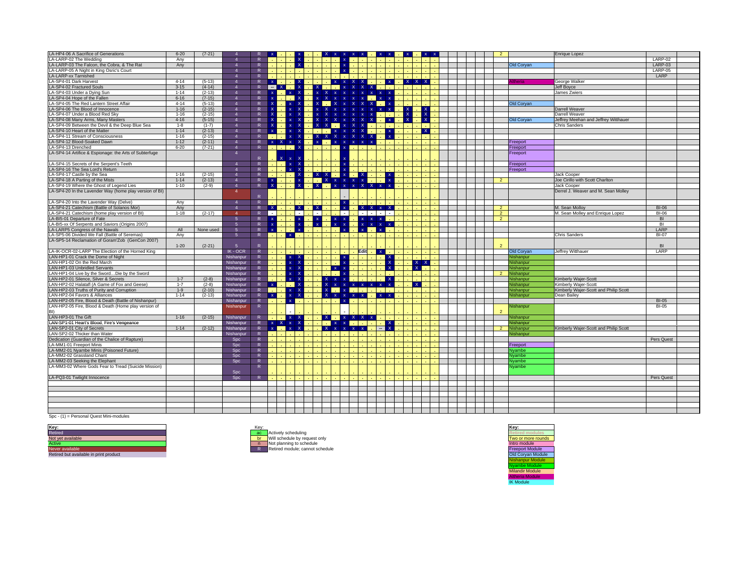| Module | APL | | Type | Status | | Region | Author | Notes |
|---|---|---|---|---|---|---|---|---|
| LA-HP4-06 A Sacrifice of Generations | 6-20 | (7-21) | 4 | R | 2 | | Enrique Lopez | |
| LA-LARP-02 The Wedding | Any | | 4 | R | | | | LARP-02 |
| LA-LARP-03 The Falcon, the Cobra, & The Rat | Any | | 4 | R | | Old Coryan | | LARP-03 |
| LA-LARP-05 A Night in King Osric's Court | | | 4 | R | | | | LARP-05 |
| LA-LARP-xx Tarnished | | | 4 | R | | | | LARP |
| LA-SP4-01 Dark Harvest | 4-14 | (5-13) | 4 | R | | Altheria | George Walker | |
| LA-SP4-02 Fractured Souls | 3-15 | (4-14) | 4 | R | | | Jeff Boyce | |
| LA-SP4-03 Under a Dying Sun | 1-14 | (2-13) | 4 | R | | | James Zwiers | |
| LA-SP4-04 Hope of the Fallen | 6-16 | (7-15) | 4 | R | | | | |
| LA-SP4-05 The Red Lantern Street Affair | 4-14 | (5-13) | 4 | R | | Old Coryan | | |
| LA-SP4-06 The Blood of Innocence | 1-16 | (2-15) | 4 | R | | | Darrell Weaver | |
| LA-SP4-07 Under a Blood Red Sky | 1-16 | (2-15) | 4 | R | | | Darrell Weaver | |
| LA-SP4-08 Many Arms, Many Masters | 4-16 | (5-15) | 4 | R | | Old Coryan | Jeffrey Meehan and Jeffrey Witthauer | |
| LA-SP4-09 Between the Devil & the Deep Blue Sea | 1-8 | (1-7) | 4 | R | | | Chris Sanders | |
| LA-SP4-10 Heart of the Matter | 1-14 | (2-13) | 4 | R | | | | |
| LA-SP4-11 Stream of Consciousness | 1-16 | (2-15) | 4 | R | | | | |
| LA-SP4-12 Blood-Soaked Dawn | 1-12 | (2-11) | 4 | R | | Freeport | | |
| LA-SP4-13 Drenched | 6-20 | (7-21) | 4 | R | | Freeport | | |
| LA-SP4-14 Artifice & Espionage: the Arts of Subterfuge | | | 4 | R | | Freeport | | |
| LA-SP4-15 Secrets of the Serpent's Teeth | | | 4 | R | | Freeport | | |
| LA-SP4-16 The Sea Lord's Return | | | 4 | R | | Freeport | | |
| LA-SP4-17 Castle by the Sea | 1-16 | (2-15) | 4 | R | | | Jack Cooper | |
| LA-SP4-18 A Parting of the Mists | 1-14 | (2-13) | 4 | R | 2 | | Joe Cirillo with Scott Charlton | |
| LA-SP4-19 Where the Ghost of Legend Lies | 1-10 | (2-9) | 4 | R | | | Jack Cooper | |
| LA-SP4-20 In the Lavender Way (home play version of BI) | | | 4 | R | | | Derrel J. Weaver and M. Sean Molley | |
| LA-SP4-20 Into the Lavender Way (Delve) | Any | | 4 | R | | | | |
| LA-SP4-21 Catechism (Battle of Solanos Mor) | Any | | 4 | R | 2 | | M. Sean Molloy | BI-06 |
| LA-SP4-21 Catechism (home play version of BI) | 1-18 | (2-17) | 4 | R | 2 | | M. Sean Molley and Enrique Lopez | BI-06 |
| LA-BI5-01 Departure of Fate | | | 5 | R | 2 | | | BI |
| LA-BI5-xx Of Serpents and Saviors (Origins 2007) | | | 5 | R | | | | BI |
| LA-LARP5 Congress of the Nawals | All | None used | 5 | R | | | | LARP |
| LA-SP5-06 Divided We Fall (Battle of Seremas) | Any | | 5 | R | | | Chris Sanders | BI-07 |
| LA-SP5-14 Reclamation of Goram'Zob (GenCon 2007) | 1-20 | (2-21) | 5 | R | 2 | | | BI |
| LA-IK-OCR-02-LARP The Election of the Horned King | | | IK - OCR | R | | Old Coryan | Jeffrey Witthauer | LARP |
| LAN-HP1-01 Crack the Dome of Night | | | Nishanpur | R | | Nishanpur | | |
| LAN-HP1-02 On the Red March | | | Nishanpur | R | | Nishanpur | | |
| LAN-HP1-03 Unbridled Servants | | | Nishanpur | R | | Nishanpur | | |
| LAN-HP1-04 Live by the Sword…Die by the Sword | | | Nishanpur | R | 2 | Nishanpur | | |
| LAN-HP2-01 Silence, Silver & Secrets | 1-7 | (2-8) | Nishanpur | R | | Nishanpur | Kimberly Wajer-Scott | |
| LAN-HP2-02 Halatafl (A Game of Fox and Geese) | 1-7 | (2-8) | Nishanpur | R | | Nishanpur | Kimberly Wajer-Scott | |
| LAN-HP2-03 Truths of Purity and Corruption | 1-9 | (2-10) | Nishanpur | R | | Nishanpur | Kimberly Wajer-Scott and Philip Scott | |
| LAN-HP2-04 Favors & Alliances | 1-14 | (2-13) | Nishanpur | R | | Nishanpur | Dean Bailey | |
| LAN-HP2-05 Fire, Blood & Death (Battle of Nishanpur) | | | Nishanpur | R | | | | BI-05 |
| LAN-HP2-05 Fire, Blood & Death (Home play version of BI) | | | Nishanpur | R | 2 | Nishanpur | | BI-05 |
| LAN-HP3-01 The Gift | 1-16 | (2-15) | Nishanpur | R | | Nishanpur | | |
| LAN-SP1-01 Heart's Blood, Fire's Vengeance | | | Nishanpur | R | | Nishanpur | | |
| LAN-SP2-01 City of Secrets | 1-14 | (2-12) | Nishanpur | R | 2 | Nishanpur | Kimberly Wajer-Scott and Philip Scott | |
| LAN-SP2-02 Thicker than Water | | | Nishanpur | R | | Nishanpur | | |
| Dedication (Guardian of the Chalice of Rapture) | | | Spc | R | | | | Pers Quest |
| LA-MM1-01 Freeport Minis | | | Spc | R | | Freeport | | |
| LA-MM2-01 Nyambe Minis (Poisoned Future) | | | Spc | R | | Nyambe | | |
| LA-MM2-02 Grassland Chant | | | Spc | R | | Nyambe | | |
| LA-MM2-03 Seeking the Elephant | | | Spc | R | | Nyambe | | |
| LA-MM3-02 Where Gods Fear to Tread (Suicide Mission) | | | Spc | R | | Nyambe | | |
| LA-PQ3-01 Twilight Innocence | | | Spc | R | | | | Pers Quest |

Spc - (1) = Personal Quest Mini-modules

**Key:**
- Retired
- Not yet available
- Active
- Never available
- Retired but available in print product

Key:
- ac — Actively scheduling
- br — Will schedule by request only
- n — Not planning to schedule
- R — Retired module; cannot schedule

**Key:**
- Retired modules
- Two or more rounds
- Intro module
- Freeport Module
- Old Coryan Module
- Nishanpur Module
- Nyambe Module
- Milandir Module
- Altheria Module
- IK Module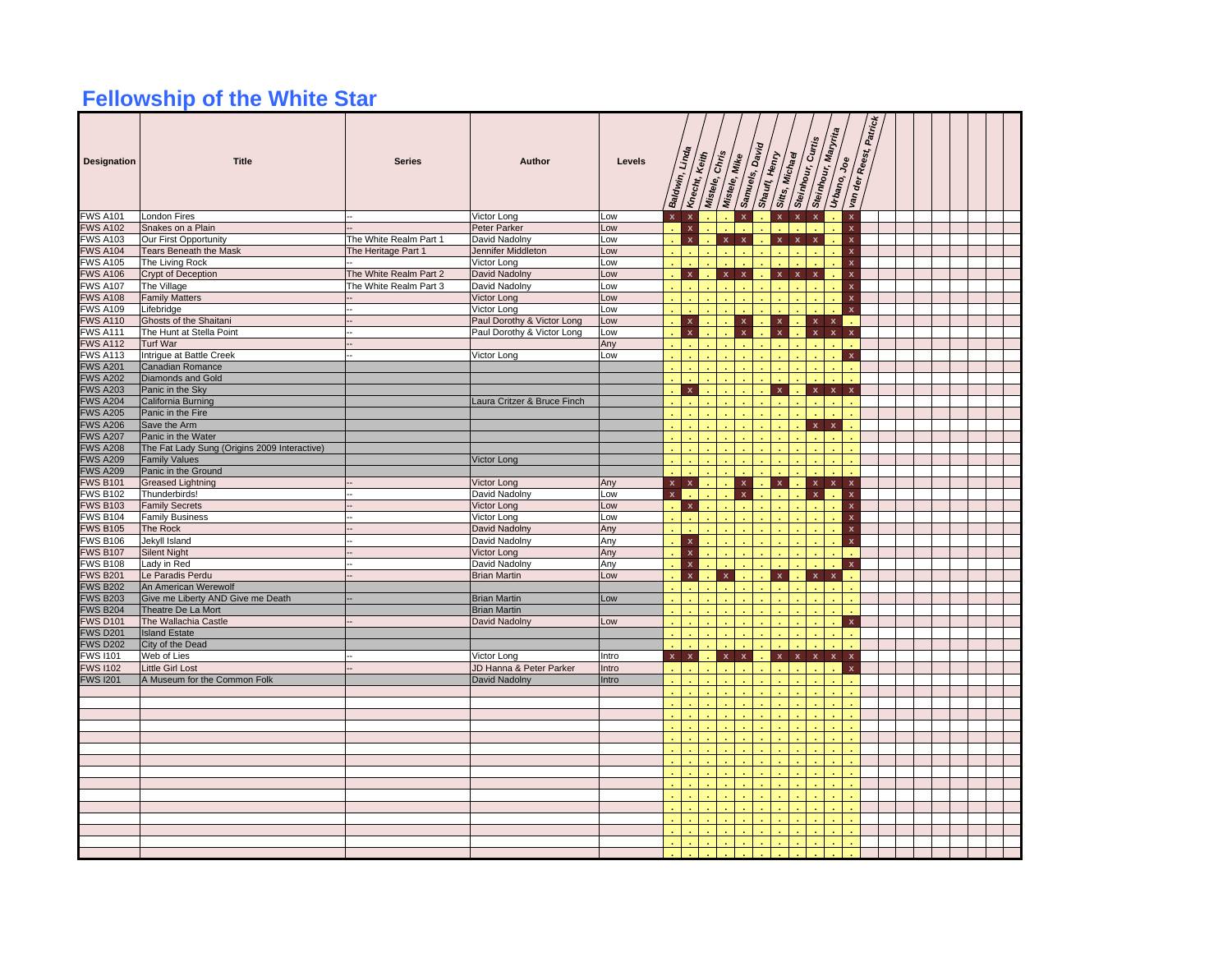# Fellowship of the White Star

| Designation | Title | Series | Author | Levels | Baldwin, Linda | Knecht, Keith | Mistele, Chris | Mistele, Mike | Samuels, David | Shaufl, Henry | Sitts, Michael | Steinhour, Curtis | Steinhour, Maryrita | Urbano, Joe | van der Reest, Patrick |
|---|---|---|---|---|---|---|---|---|---|---|---|---|---|---|---|
| FWS A101 | London Fires | -- | Victor Long | Low | x | x | | | x | | x | x | x | | x |
| FWS A102 | Snakes on a Plain | -- | Peter Parker | Low | | x | | | | | | | | | x |
| FWS A103 | Our First Opportunity | The White Realm Part 1 | David Nadolny | Low | | x | | x | x | | x | x | x | | x |
| FWS A104 | Tears Beneath the Mask | The Heritage Part 1 | Jennifer Middleton | Low | | | | | | | | | | | x |
| FWS A105 | The Living Rock | -- | Victor Long | Low | | | | | | | | | | | x |
| FWS A106 | Crypt of Deception | The White Realm Part 2 | David Nadolny | Low | | x | | x | x | | x | x | x | | x |
| FWS A107 | The Village | The White Realm Part 3 | David Nadolny | Low | | | | | | | | | | | x |
| FWS A108 | Family Matters | -- | Victor Long | Low | | | | | | | | | | | x |
| FWS A109 | Lifebridge | -- | Victor Long | Low | | | | | | | | | | | x |
| FWS A110 | Ghosts of the Shaitani | -- | Paul Dorothy & Victor Long | Low | | x | | | x | | x | | x | x | |
| FWS A111 | The Hunt at Stella Point | -- | Paul Dorothy & Victor Long | Low | | x | | | x | | x | | x | x | x |
| FWS A112 | Turf War | -- | | Any | | | | | | | | | | | |
| FWS A113 | Intrigue at Battle Creek | -- | Victor Long | Low | | | | | | | | | | | x |
| FWS A201 | Canadian Romance | | | | | | | | | | | | | | |
| FWS A202 | Diamonds and Gold | | | | | | | | | | | | | | |
| FWS A203 | Panic in the Sky | | | | | x | | | | | x | | x | x | x |
| FWS A204 | California Burning | | Laura Critzer & Bruce Finch | | | | | | | | | | | | |
| FWS A205 | Panic in the Fire | | | | | | | | | | | | | | |
| FWS A206 | Save the Arm | | | | | | | | | | | | x | x | |
| FWS A207 | Panic in the Water | | | | | | | | | | | | | | |
| FWS A208 | The Fat Lady Sung (Origins 2009 Interactive) | | | | | | | | | | | | | | |
| FWS A209 | Family Values | | Victor Long | | | | | | | | | | | | |
| FWS A209 | Panic in the Ground | | | | | | | | | | | | | | |
| FWS B101 | Greased Lightning | -- | Victor Long | Any | x | x | | | x | | x | | x | x | x |
| FWS B102 | Thunderbirds! | -- | David Nadolny | Low | x | | | | x | | | | x | | x |
| FWS B103 | Family Secrets | -- | Victor Long | Low | | x | | | | | | | | | x |
| FWS B104 | Family Business | -- | Victor Long | Low | | | | | | | | | | | x |
| FWS B105 | The Rock | -- | David Nadolny | Any | | | | | | | | | | | x |
| FWS B106 | Jekyll Island | -- | David Nadolny | Any | | x | | | | | | | | | x |
| FWS B107 | Silent Night | -- | Victor Long | Any | | x | | | | | | | | | |
| FWS B108 | Lady in Red | -- | David Nadolny | Any | | x | | | | | | | | | x |
| FWS B201 | Le Paradis Perdu | -- | Brian Martin | Low | | x | | x | | | x | | x | x | |
| FWS B202 | An American Werewolf | | | | | | | | | | | | | | |
| FWS B203 | Give me Liberty AND Give me Death | -- | Brian Martin | Low | | | | | | | | | | | |
| FWS B204 | Theatre De La Mort | | Brian Martin | | | | | | | | | | | | |
| FWS D101 | The Wallachia Castle | -- | David Nadolny | Low | | | | | | | | | | | x |
| FWS D201 | Island Estate | | | | | | | | | | | | | | |
| FWS D202 | City of the Dead | | | | | | | | | | | | | | |
| FWS I101 | Web of Lies | -- | Victor Long | Intro | x | x | | x | x | | x | x | x | x | x |
| FWS I102 | Little Girl Lost | -- | JD Hanna & Peter Parker | Intro | | | | | | | | | | | x |
| FWS I201 | A Museum for the Common Folk | | David Nadolny | Intro | | | | | | | | | | | |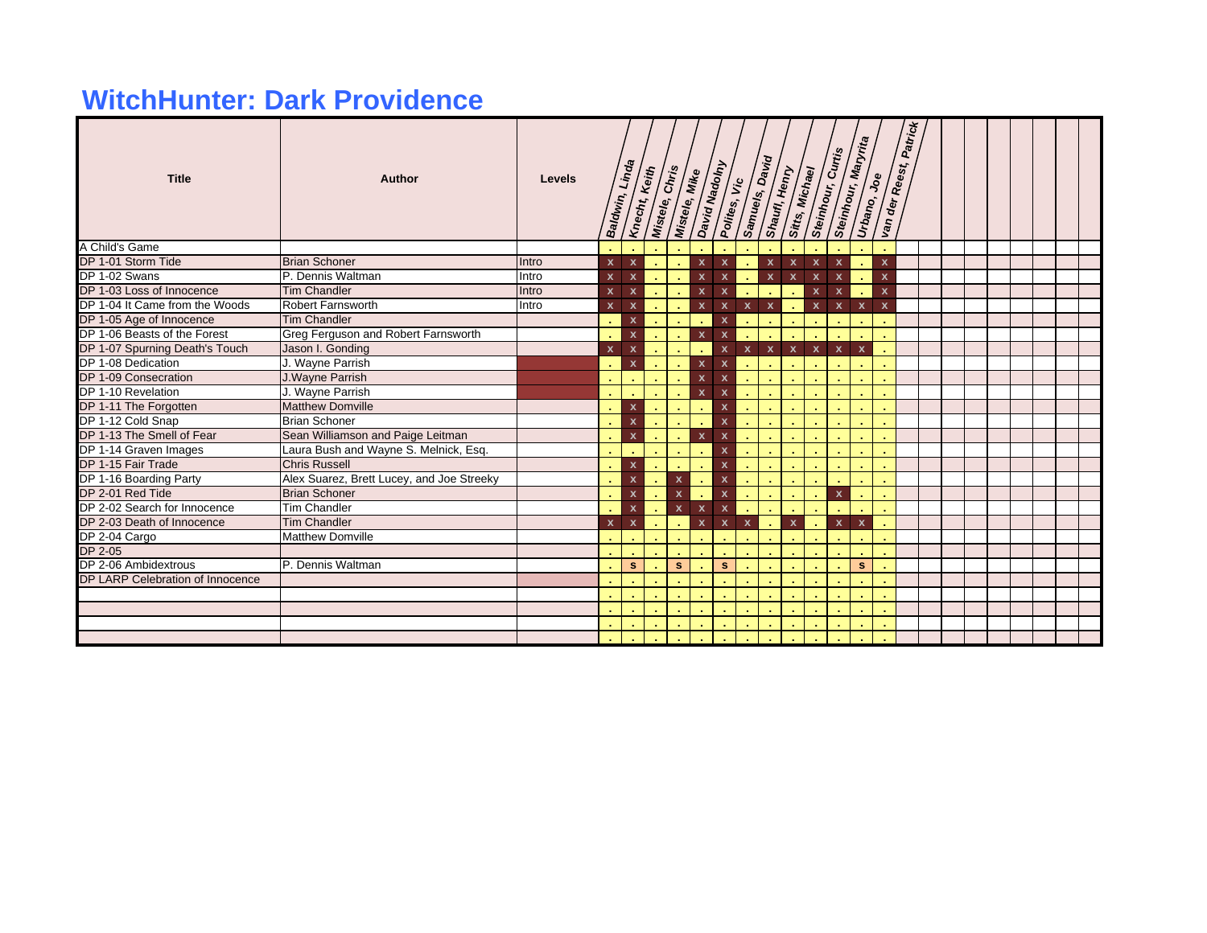# WitchHunter: Dark Providence

| Title | Author | Levels | Baldwin, Linda | Knecht, Keith | Mistele, Chris | Mistele, Mike | David Nadolny | Polites, Vic | Samuels, David | Shaufi, Henry | Sitts, Michael | Steinhour, Curtis | Steinhour, Marytia | Urbano, Joe | van der Reest, Patrick |
|---|---|---|---|---|---|---|---|---|---|---|---|---|---|---|---|
| A Child's Game | | | . | . | . | . | . | . | . | . | . | . | . | . | . |
| DP 1-01 Storm Tide | Brian Schoner | Intro | x | x | . | . | x | x | . | x | x | x | x | . | x |
| DP 1-02 Swans | P. Dennis Waltman | Intro | x | x | . | . | x | x | . | x | x | x | x | . | x |
| DP 1-03 Loss of Innocence | Tim Chandler | Intro | x | x | . | . | x | x | . | . | | x | x | . | x |
| DP 1-04 It Came from the Woods | Robert Farnsworth | Intro | x | x | . | . | x | x | x | x | . | x | x | x | x |
| DP 1-05 Age of Innocence | Tim Chandler | | . | x | . | . | . | x | . | . | . | . | . | . | . |
| DP 1-06 Beasts of the Forest | Greg Ferguson and Robert Farnsworth | | . | x | . | . | x | x | . | . | . | . | . | . | . |
| DP 1-07 Spurning Death's Touch | Jason I. Gonding | | x | x | . | . | . | x | x | x | x | x | x | x | . |
| DP 1-08 Dedication | J. Wayne Parrish | | . | x | . | . | x | x | . | . | . | . | . | . | . |
| DP 1-09 Consecration | J.Wayne Parrish | | . | . | . | . | x | x | . | . | . | . | . | . | . |
| DP 1-10 Revelation | J. Wayne Parrish | | . | . | . | . | x | x | . | . | . | . | . | . | . |
| DP 1-11 The Forgotten | Matthew Domville | | . | x | . | . | . | x | . | . | . | . | . | . | . |
| DP 1-12 Cold Snap | Brian Schoner | | . | x | . | . | . | x | . | . | . | . | . | . | . |
| DP 1-13 The Smell of Fear | Sean Williamson and Paige Leitman | | . | x | . | . | x | x | . | . | . | . | . | . | . |
| DP 1-14 Graven Images | Laura Bush and Wayne S. Melnick, Esq. | | . | . | . | . | . | x | . | . | . | . | . | . | . |
| DP 1-15 Fair Trade | Chris Russell | | . | x | . | . | . | x | . | . | . | . | . | . | . |
| DP 1-16 Boarding Party | Alex Suarez, Brett Lucey, and Joe Streeky | | . | x | . | x | . | x | . | . | . | . | . | . | . |
| DP 2-01 Red Tide | Brian Schoner | | . | x | . | x | . | x | . | . | . | . | x | . | . |
| DP 2-02 Search for Innocence | Tim Chandler | | . | x | . | x | x | x | . | . | . | . | . | . | . |
| DP 2-03 Death of Innocence | Tim Chandler | | x | x | . | . | x | x | x | . | x | . | x | x | . |
| DP 2-04 Cargo | Matthew Domville | | . | . | . | . | . | . | . | . | . | . | . | . | . |
| DP 2-05 | | | . | . | . | . | . | . | . | . | . | . | . | . | . |
| DP 2-06 Ambidextrous | P. Dennis Waltman | | . | s | . | s | . | s | . | . | . | . | . | s | . |
| DP LARP Celebration of Innocence | | | . | . | . | . | . | . | . | . | . | . | . | . | . |
| | | | . | . | . | . | . | . | . | . | . | . | . | . | . |
| | | | . | . | . | . | . | . | . | . | . | . | . | . | . |
| | | | . | . | . | . | . | . | . | . | . | . | . | . | . |
| | | | . | . | . | . | . | . | . | . | . | . | . | . | . |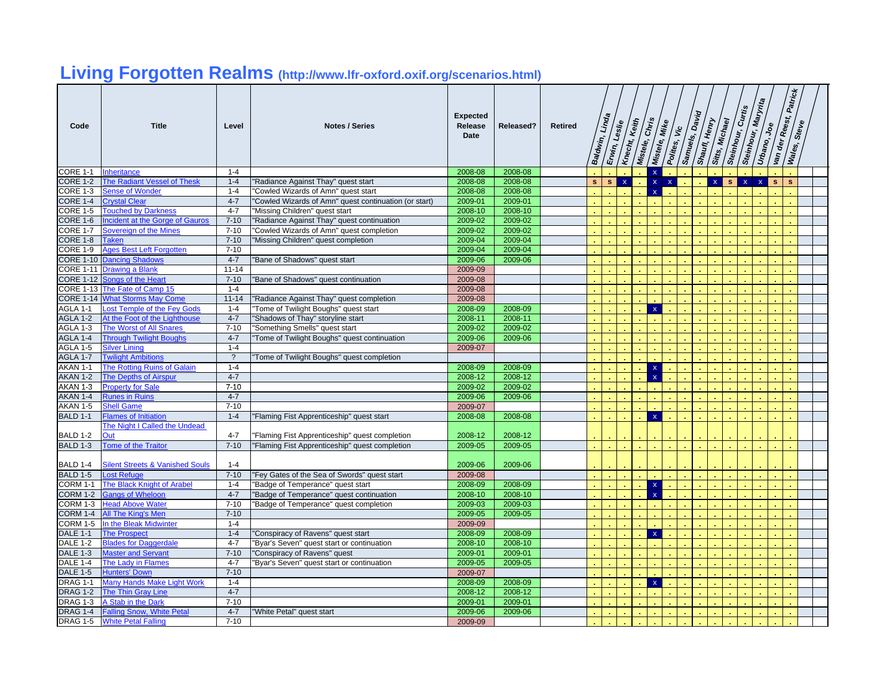# Living Forgotten Realms (http://www.lfr-oxford.oxif.org/scenarios.html)

| Code | Title | Level | Notes / Series | Expected Release Date | Released? | Retired | Baldwin, Linda | Erwin, Leslie | Knecht, Keith | Mistele, Chris | Mistele, Mike | Polites, Vic | Samuels, David | Shaufl, Henry | Sitts, Michael | Steinhour, Curtis | Steinhour, Maryrita | Urbano, Joe | van der Reest, Patrick | Wales, Steve |
|---|---|---|---|---|---|---|---|---|---|---|---|---|---|---|---|---|---|---|---|---|
| CORE 1-1 | Inheritance | 1-4 | | 2008-08 | 2008-08 | | . | . | . | . | x | . | . | . | . | . | . | . | . | . |
| CORE 1-2 | The Radiant Vessel of Thesk | 1-4 | "Radiance Against Thay" quest start | 2008-08 | 2008-08 | | s | s | x | . | x | x | . | . | x | s | x | x | s | s |
| CORE 1-3 | Sense of Wonder | 1-4 | "Cowled Wizards of Amn" quest start | 2008-08 | 2008-08 | | . | . | . | . | x | . | . | . | . | . | . | . | . | . |
| CORE 1-4 | Crystal Clear | 4-7 | "Cowled Wizards of Amn" quest continuation (or start) | 2009-01 | 2009-01 | | . | . | . | . | . | . | . | . | . | . | . | . | . | . |
| CORE 1-5 | Touched by Darkness | 4-7 | "Missing Children" quest start | 2008-10 | 2008-10 | | . | . | . | . | . | . | . | . | . | . | . | . | . | . |
| CORE 1-6 | Incident at the Gorge of Gauros | 7-10 | "Radiance Against Thay" quest continuation | 2009-02 | 2009-02 | | . | . | . | . | . | . | . | . | . | . | . | . | . | . |
| CORE 1-7 | Sovereign of the Mines | 7-10 | "Cowled Wizards of Amn" quest completion | 2009-02 | 2009-02 | | . | . | . | . | . | . | . | . | . | . | . | . | . | . |
| CORE 1-8 | Taken | 7-10 | "Missing Children" quest completion | 2009-04 | 2009-04 | | . | . | . | . | . | . | . | . | . | . | . | . | . | . |
| CORE 1-9 | Ages Best Left Forgotten | 7-10 | | 2009-04 | 2009-04 | | . | . | . | . | . | . | . | . | . | . | . | . | . | . |
| CORE 1-10 | Dancing Shadows | 4-7 | "Bane of Shadows" quest start | 2009-06 | 2009-06 | | . | . | . | . | . | . | . | . | . | . | . | . | . | . |
| CORE 1-11 | Drawing a Blank | 11-14 | | 2009-09 | | | . | . | . | . | . | . | . | . | . | . | . | . | . | . |
| CORE 1-12 | Songs of the Heart | 7-10 | "Bane of Shadows" quest continuation | 2009-08 | | | . | . | . | . | . | . | . | . | . | . | . | . | . | . |
| CORE 1-13 | The Fate of Camp 15 | 1-4 | | 2009-08 | | | . | . | . | . | . | . | . | . | . | . | . | . | . | . |
| CORE 1-14 | What Storms May Come | 11-14 | "Radiance Against Thay" quest completion | 2009-08 | | | . | . | . | . | . | . | . | . | . | . | . | . | . | . |
| AGLA 1-1 | Lost Temple of the Fey Gods | 1-4 | "Tome of Twilight Boughs" quest start | 2008-09 | 2008-09 | | . | . | . | . | x | . | . | . | . | . | . | . | . | . |
| AGLA 1-2 | At the Foot of the Lighthouse | 4-7 | "Shadows of Thay" storyline start | 2008-11 | 2008-11 | | . | . | . | . | . | . | . | . | . | . | . | . | . | . |
| AGLA 1-3 | The Worst of All Snares | 7-10 | "Something Smells" quest start | 2009-02 | 2009-02 | | . | . | . | . | . | . | . | . | . | . | . | . | . | . |
| AGLA 1-4 | Through Twilight Boughs | 4-7 | "Tome of Twilight Boughs" quest continuation | 2009-06 | 2009-06 | | . | . | . | . | . | . | . | . | . | . | . | . | . | . |
| AGLA 1-5 | Silver Lining | 1-4 | | 2009-07 | | | . | . | . | . | . | . | . | . | . | . | . | . | . | . |
| AGLA 1-7 | Twilight Ambitions | ? | "Tome of Twilight Boughs" quest completion | | | | . | . | . | . | . | . | . | . | . | . | . | . | . | . |
| AKAN 1-1 | The Rotting Ruins of Galain | 1-4 | | 2008-09 | 2008-09 | | . | . | . | . | x | . | . | . | . | . | . | . | . | . |
| AKAN 1-2 | The Depths of Airspur | 4-7 | | 2008-12 | 2008-12 | | . | . | . | . | x | . | . | . | . | . | . | . | . | . |
| AKAN 1-3 | Property for Sale | 7-10 | | 2009-02 | 2009-02 | | . | . | . | . | . | . | . | . | . | . | . | . | . | . |
| AKAN 1-4 | Runes in Ruins | 4-7 | | 2009-06 | 2009-06 | | . | . | . | . | . | . | . | . | . | . | . | . | . | . |
| AKAN 1-5 | Shell Game | 7-10 | | 2009-07 | | | . | . | . | . | . | . | . | . | . | . | . | . | . | . |
| BALD 1-1 | Flames of Initiation | 1-4 | "Flaming Fist Apprenticeship" quest start | 2008-08 | 2008-08 | | . | . | . | . | x | . | . | . | . | . | . | . | . | . |
| BALD 1-2 | The Night I Called the Undead Out | 4-7 | "Flaming Fist Apprenticeship" quest completion | 2008-12 | 2008-12 | | . | . | . | . | . | . | . | . | . | . | . | . | . | . |
| BALD 1-3 | Tome of the Traitor | 7-10 | "Flaming Fist Apprenticeship" quest completion | 2009-05 | 2009-05 | | . | . | . | . | . | . | . | . | . | . | . | . | . | . |
| BALD 1-4 | Silent Streets & Vanished Souls | 1-4 | | 2009-06 | 2009-06 | | . | . | . | . | . | . | . | . | . | . | . | . | . | . |
| BALD 1-5 | Lost Refuge | 7-10 | "Fey Gates of the Sea of Swords" quest start | 2009-08 | | | . | . | . | . | . | . | . | . | . | . | . | . | . | . |
| CORM 1-1 | The Black Knight of Arabel | 1-4 | "Badge of Temperance" quest start | 2008-09 | 2008-09 | | . | . | . | . | x | . | . | . | . | . | . | . | . | . |
| CORM 1-2 | Gangs of Wheloon | 4-7 | "Badge of Temperance" quest continuation | 2008-10 | 2008-10 | | . | . | . | . | x | . | . | . | . | . | . | . | . | . |
| CORM 1-3 | Head Above Water | 7-10 | "Badge of Temperance" quest completion | 2009-03 | 2009-03 | | . | . | . | . | . | . | . | . | . | . | . | . | . | . |
| CORM 1-4 | All The King's Men | 7-10 | | 2009-05 | 2009-05 | | . | . | . | . | . | . | . | . | . | . | . | . | . | . |
| CORM 1-5 | In the Bleak Midwinter | 1-4 | | 2009-09 | | | . | . | . | . | . | . | . | . | . | . | . | . | . | . |
| DALE 1-1 | The Prospect | 1-4 | "Conspiracy of Ravens" quest start | 2008-09 | 2008-09 | | . | . | . | . | x | . | . | . | . | . | . | . | . | . |
| DALE 1-2 | Blades for Daggerdale | 4-7 | "Byar's Seven" quest start or continuation | 2008-10 | 2008-10 | | . | . | . | . | . | . | . | . | . | . | . | . | . | . |
| DALE 1-3 | Master and Servant | 7-10 | "Conspiracy of Ravens" quest | 2009-01 | 2009-01 | | . | . | . | . | . | . | . | . | . | . | . | . | . | . |
| DALE 1-4 | The Lady in Flames | 4-7 | "Byar's Seven" quest start or continuation | 2009-05 | 2009-05 | | . | . | . | . | . | . | . | . | . | . | . | . | . | . |
| DALE 1-5 | Hunters' Down | 7-10 | | 2009-07 | | | . | . | . | . | . | . | . | . | . | . | . | . | . | . |
| DRAG 1-1 | Many Hands Make Light Work | 1-4 | | 2008-09 | 2008-09 | | . | . | . | . | x | . | . | . | . | . | . | . | . | . |
| DRAG 1-2 | The Thin Gray Line | 4-7 | | 2008-12 | 2008-12 | | . | . | . | . | . | . | . | . | . | . | . | . | . | . |
| DRAG 1-3 | A Stab in the Dark | 7-10 | | 2009-01 | 2009-01 | | . | . | . | . | . | . | . | . | . | . | . | . | . | . |
| DRAG 1-4 | Falling Snow, White Petal | 4-7 | "White Petal" quest start | 2009-06 | 2009-06 | | . | . | . | . | . | . | . | . | . | . | . | . | . | . |
| DRAG 1-5 | White Petal Falling | 7-10 | | 2009-09 | | | . | . | . | . | . | . | . | . | . | . | . | . | . | . |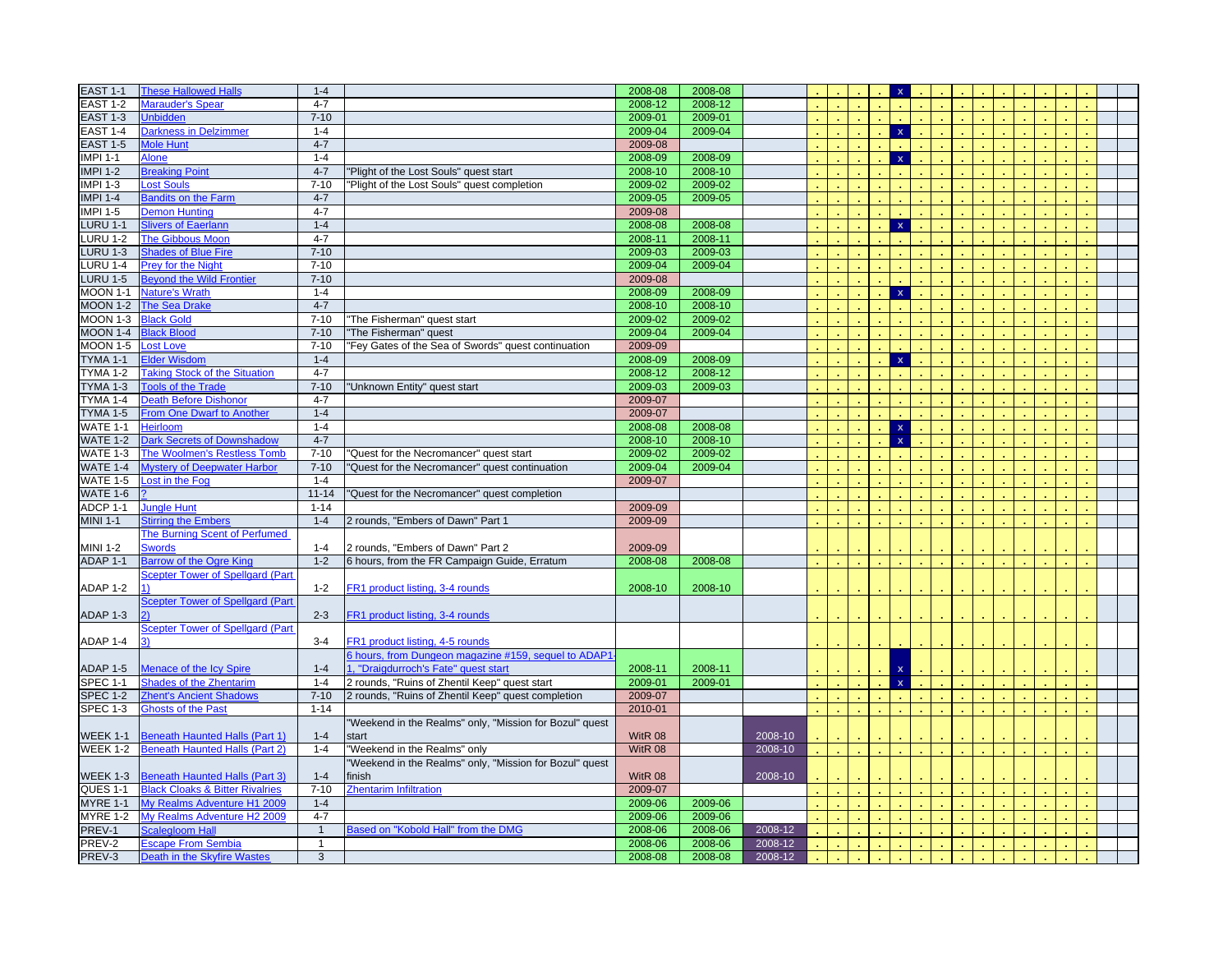| | | | | | | | | | | | | | | | | | | | | | | |
|---|---|---|---|---|---|---|---|---|---|---|---|---|---|---|---|---|---|---|---|---|---|---|
| EAST 1-1 | These Hallowed Halls | 1-4 | | 2008-08 | 2008-08 | | . | . | . | . | x | . | . | . | . | . | . | . | . | . | | |
| EAST 1-2 | Marauder's Spear | 4-7 | | 2008-12 | 2008-12 | | . | . | . | . | . | . | . | . | . | . | . | . | . | . | | |
| EAST 1-3 | Unbidden | 7-10 | | 2009-01 | 2009-01 | | . | . | . | . | . | . | . | . | . | . | . | . | . | . | | |
| EAST 1-4 | Darkness in Delzimmer | 1-4 | | 2009-04 | 2009-04 | | . | . | . | . | x | . | . | . | . | . | . | . | . | . | | |
| EAST 1-5 | Mole Hunt | 4-7 | | 2009-08 | | | . | . | . | . | . | . | . | . | . | . | . | . | . | . | | |
| IMPI 1-1 | Alone | 1-4 | | 2008-09 | 2008-09 | | . | . | . | . | x | . | . | . | . | . | . | . | . | . | | |
| IMPI 1-2 | Breaking Point | 4-7 | "Plight of the Lost Souls" quest start | 2008-10 | 2008-10 | | . | . | . | . | . | . | . | . | . | . | . | . | . | . | | |
| IMPI 1-3 | Lost Souls | 7-10 | "Plight of the Lost Souls" quest completion | 2009-02 | 2009-02 | | . | . | . | . | . | . | . | . | . | . | . | . | . | . | | |
| IMPI 1-4 | Bandits on the Farm | 4-7 | | 2009-05 | 2009-05 | | . | . | . | . | . | . | . | . | . | . | . | . | . | . | | |
| IMPI 1-5 | Demon Hunting | 4-7 | | 2009-08 | | | . | . | . | . | . | . | . | . | . | . | . | . | . | . | | |
| LURU 1-1 | Slivers of Eaerlann | 1-4 | | 2008-08 | 2008-08 | | . | . | . | . | x | . | . | . | . | . | . | . | . | . | | |
| LURU 1-2 | The Gibbous Moon | 4-7 | | 2008-11 | 2008-11 | | . | . | . | . | . | . | . | . | . | . | . | . | . | . | | |
| LURU 1-3 | Shades of Blue Fire | 7-10 | | 2009-03 | 2009-03 | | . | . | . | . | . | . | . | . | . | . | . | . | . | . | | |
| LURU 1-4 | Prey for the Night | 7-10 | | 2009-04 | 2009-04 | | . | . | . | . | . | . | . | . | . | . | . | . | . | . | | |
| LURU 1-5 | Beyond the Wild Frontier | 7-10 | | 2009-08 | | | . | . | . | . | . | . | . | . | . | . | . | . | . | . | | |
| MOON 1-1 | Nature's Wrath | 1-4 | | 2008-09 | 2008-09 | | . | . | . | . | x | . | . | . | . | . | . | . | . | . | | |
| MOON 1-2 | The Sea Drake | 4-7 | | 2008-10 | 2008-10 | | . | . | . | . | . | . | . | . | . | . | . | . | . | . | | |
| MOON 1-3 | Black Gold | 7-10 | "The Fisherman" quest start | 2009-02 | 2009-02 | | . | . | . | . | . | . | . | . | . | . | . | . | . | . | | |
| MOON 1-4 | Black Blood | 7-10 | "The Fisherman" quest | 2009-04 | 2009-04 | | . | . | . | . | . | . | . | . | . | . | . | . | . | . | | |
| MOON 1-5 | Lost Love | 7-10 | "Fey Gates of the Sea of Swords" quest continuation | 2009-09 | | | . | . | . | . | . | . | . | . | . | . | . | . | . | . | | |
| TYMA 1-1 | Elder Wisdom | 1-4 | | 2008-09 | 2008-09 | | . | . | . | . | x | . | . | . | . | . | . | . | . | . | | |
| TYMA 1-2 | Taking Stock of the Situation | 4-7 | | 2008-12 | 2008-12 | | . | . | . | . | . | . | . | . | . | . | . | . | . | . | | |
| TYMA 1-3 | Tools of the Trade | 7-10 | "Unknown Entity" quest start | 2009-03 | 2009-03 | | . | . | . | . | . | . | . | . | . | . | . | . | . | . | | |
| TYMA 1-4 | Death Before Dishonor | 4-7 | | 2009-07 | | | . | . | . | . | . | . | . | . | . | . | . | . | . | . | | |
| TYMA 1-5 | From One Dwarf to Another | 1-4 | | 2009-07 | | | . | . | . | . | . | . | . | . | . | . | . | . | . | . | | |
| WATE 1-1 | Heirloom | 1-4 | | 2008-08 | 2008-08 | | . | . | . | . | x | . | . | . | . | . | . | . | . | . | | |
| WATE 1-2 | Dark Secrets of Downshadow | 4-7 | | 2008-10 | 2008-10 | | . | . | . | . | x | . | . | . | . | . | . | . | . | . | | |
| WATE 1-3 | The Woolmen's Restless Tomb | 7-10 | "Quest for the Necromancer" quest start | 2009-02 | 2009-02 | | . | . | . | . | . | . | . | . | . | . | . | . | . | . | | |
| WATE 1-4 | Mystery of Deepwater Harbor | 7-10 | "Quest for the Necromancer" quest continuation | 2009-04 | 2009-04 | | . | . | . | . | . | . | . | . | . | . | . | . | . | . | | |
| WATE 1-5 | Lost in the Fog | 1-4 | | 2009-07 | | | . | . | . | . | . | . | . | . | . | . | . | . | . | . | | |
| WATE 1-6 | ? | 11-14 | "Quest for the Necromancer" quest completion | | | | . | . | . | . | . | . | . | . | . | . | . | . | . | . | | |
| ADCP 1-1 | Jungle Hunt | 1-14 | | 2009-09 | | | . | . | . | . | . | . | . | . | . | . | . | . | . | . | | |
| MINI 1-1 | Stirring the Embers | 1-4 | 2 rounds, "Embers of Dawn" Part 1 | 2009-09 | | | . | . | . | . | . | . | . | . | . | . | . | . | . | . | | |
| MINI 1-2 | The Burning Scent of Perfumed Swords | 1-4 | 2 rounds, "Embers of Dawn" Part 2 | 2009-09 | | | . | . | . | . | . | . | . | . | . | . | . | . | . | . | | |
| ADAP 1-1 | Barrow of the Ogre King | 1-2 | 6 hours, from the FR Campaign Guide, Erratum | 2008-08 | 2008-08 | | . | . | . | . | . | . | . | . | . | . | . | . | . | . | | |
| ADAP 1-2 | Scepter Tower of Spellgard (Part 1) | 1-2 | FR1 product listing, 3-4 rounds | 2008-10 | 2008-10 | | . | . | . | . | . | . | . | . | . | . | . | . | . | . | | |
| ADAP 1-3 | Scepter Tower of Spellgard (Part 2) | 2-3 | FR1 product listing, 3-4 rounds | | | | . | . | . | . | . | . | . | . | . | . | . | . | . | . | | |
| ADAP 1-4 | Scepter Tower of Spellgard (Part 3) | 3-4 | FR1 product listing, 4-5 rounds | | | | . | . | . | . | . | . | . | . | . | . | . | . | . | . | | |
| ADAP 1-5 | Menace of the Icy Spire | 1-4 | 6 hours, from Dungeon magazine #159, sequel to ADAP1-1, "Draigdurroch's Fate" quest start | 2008-11 | 2008-11 | | . | . | . | . | x | . | . | . | . | . | . | . | . | . | | |
| SPEC 1-1 | Shades of the Zhentarim | 1-4 | 2 rounds, "Ruins of Zhentil Keep" quest start | 2009-01 | 2009-01 | | . | . | . | . | x | . | . | . | . | . | . | . | . | . | | |
| SPEC 1-2 | Zhent's Ancient Shadows | 7-10 | 2 rounds, "Ruins of Zhentil Keep" quest completion | 2009-07 | | | . | . | . | . | . | . | . | . | . | . | . | . | . | . | | |
| SPEC 1-3 | Ghosts of the Past | 1-14 | | 2010-01 | | | . | . | . | . | . | . | . | . | . | . | . | . | . | . | | |
| WEEK 1-1 | Beneath Haunted Halls (Part 1) | 1-4 | "Weekend in the Realms" only, "Mission for Bozul" quest start | WitR 08 | | 2008-10 | . | . | . | . | . | . | . | . | . | . | . | . | . | . | | |
| WEEK 1-2 | Beneath Haunted Halls (Part 2) | 1-4 | "Weekend in the Realms" only | WitR 08 | | 2008-10 | . | . | . | . | . | . | . | . | . | . | . | . | . | . | | |
| WEEK 1-3 | Beneath Haunted Halls (Part 3) | 1-4 | "Weekend in the Realms" only, "Mission for Bozul" quest finish | WitR 08 | | 2008-10 | . | . | . | . | . | . | . | . | . | . | . | . | . | . | | |
| QUES 1-1 | Black Cloaks & Bitter Rivalries | 7-10 | Zhentarim Infiltration | 2009-07 | | | . | . | . | . | . | . | . | . | . | . | . | . | . | . | | |
| MYRE 1-1 | My Realms Adventure H1 2009 | 1-4 | | 2009-06 | 2009-06 | | . | . | . | . | . | . | . | . | . | . | . | . | . | . | | |
| MYRE 1-2 | My Realms Adventure H2 2009 | 4-7 | | 2009-06 | 2009-06 | | . | . | . | . | . | . | . | . | . | . | . | . | . | . | | |
| PREV-1 | Scalegloom Hall | 1 | Based on "Kobold Hall" from the DMG | 2008-06 | 2008-06 | 2008-12 | . | . | . | . | . | . | . | . | . | . | . | . | . | . | | |
| PREV-2 | Escape From Sembia | 1 | | 2008-06 | 2008-06 | 2008-12 | . | . | . | . | . | . | . | . | . | . | . | . | . | . | | |
| PREV-3 | Death in the Skyfire Wastes | 3 | | 2008-08 | 2008-08 | 2008-12 | . | . | . | . | . | . | . | . | . | . | . | . | . | . | | |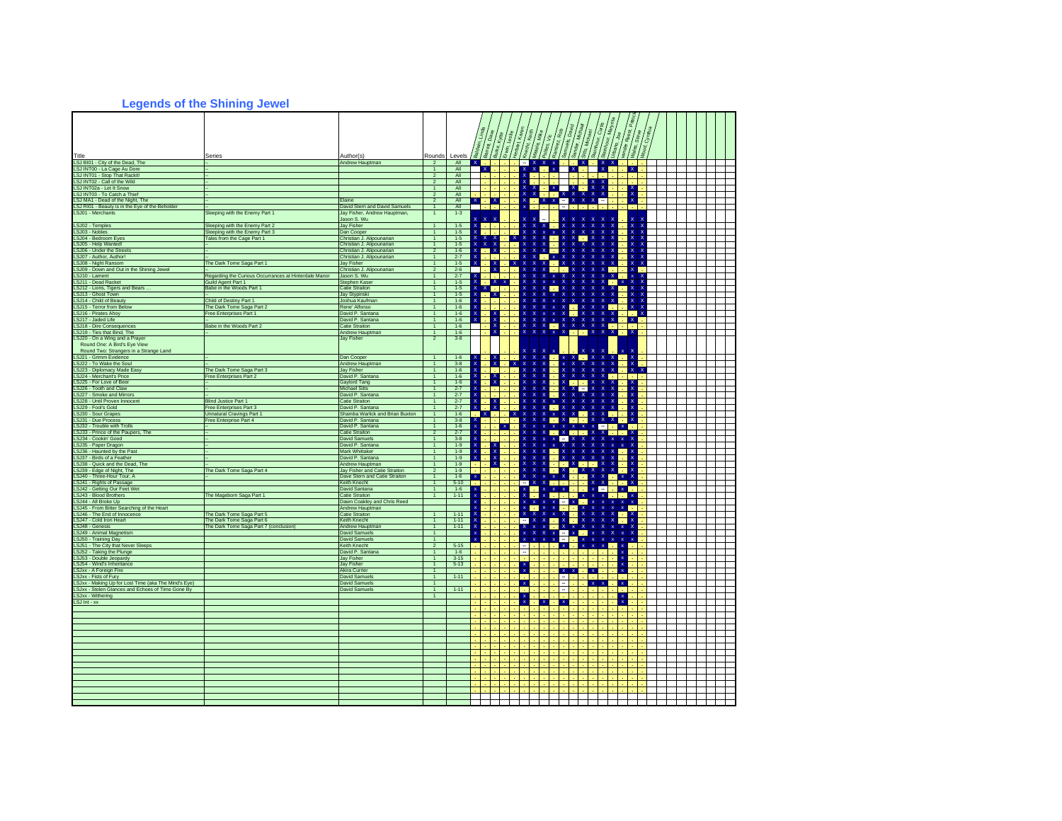# Legends of the Shining Jewel

| Title | Series | Author(s) | Rounds | Levels |
|---|---|---|---|---|
| LSJ BI01 - City of the Dead, The | | Andrew Hauptman | 2 | All |
| LSJ INT00 - La Cage Au Dore | -- | | 1 | All |
| LSJ INT01 - Stop That Rackit! | -- | | 2 | All |
| LSJ INT02 - Call of the Wild | -- | | 2 | All |
| LSJ INT02a - Let It Snow | -- | | 1 | All |
| LSJ INT03 - To Catch a Thief | -- | | 2 | All |
| LSJ MA1 - Dead of the Night, The | -- | Elaine | 2 | All |
| LSJ RI01 - Beauty is in the Eye of the Beholder | -- | David Stern and David Samuels | 1 | All |
| LSJ01 - Merchants | Sleeping with the Enemy Part 1 | Jay Fisher, Andrew Hauptman, Jason S. Wu | 1 | 1-3 |
| LSJ02 - Temples | Sleeping with the Enemy Part 2 | Jay Fisher | 1 | 1-5 |
| LSJ03 - Nobles | Sleeping with the Enemy Part 3 | Dan Cooper | 1 | 1-5 |
| LSJ04 - Bedroom Eyes | Tales from the Cage Part 1 | Christian J. Alipounarian | 1 | 1-5 |
| LSJ05 - Help Wanted! | -- | Christian J. Alipounarian | 1 | 1-5 |
| LSJ06 - Under the Streets | -- | Christian J. Alipounarian | 2 | 1-6 |
| LSJ07 - Author, Author! | -- | Christian J. Alipounarian | 1 | 2-7 |
| LSJ08 - Night Ransom | The Dark Tome Saga Part 1 | Jay Fisher | 1 | 1-5 |
| LSJ09 - Down and Out in the Shining Jewel | -- | Christian J. Alipounarian | 2 | 2-6 |
| LSJ10 - Lament | Regarding the Curious Occurrances at Hinterdale Manor | Jason S. Wu | 1 | 2-7 |
| LSJ11 - Dead Racket | Guild Agent Part 1 | Stephen Kaser | 1 | 1-5 |
| LSJ12 - Lions, Tigers and Bears ... | Babe in the Woods Part 1 | Catie Straiton | 1 | 1-5 |
| LSJ13 - Ghost Town | -- | Jay Stypinski | 1 | 1-5 |
| LSJ14 - Child of Beauty | Child of Destiny Part 1 | Joshua Kaufman | 1 | 1-6 |
| LSJ15 - Terror from Below | The Dark Tome Saga Part 2 | Rene' Alfonso | 1 | 1-6 |
| LSJ16 - Pirates Ahoy | Free Enterprises Part 1 | David P. Santana | 1 | 1-6 |
| LSJ17 - Jaded Life | -- | David P. Santana | 1 | 1-6 |
| LSJ18 - Dire Consequences | Babe in the Woods Part 2 | Catie Straiton | 1 | 1-6 |
| LSJ19 - Ties that Bind, The | -- | Andrew Hauptman | 1 | 1-6 |
| LSJ20 - On a Wing and a Prayer<br>Round One: A Bird's Eye View<br>Round Two: Strangers in a Strange Land | | Jay Fisher | 2 | 3-8 |
| LSJ21 - Grimm Evidence | -- | Dan Cooper | 1 | 1-6 |
| LSJ22 - To Wake the Soul | -- | Andrew Hauptman | 1 | 3-8 |
| LSJ23 - Diplomacy Made Easy | The Dark Tome Saga Part 3 | Jay Fisher | 1 | 1-6 |
| LSJ24 - Merchant's Price | Free Enterprises Part 2 | David P. Santana | 1 | 1-6 |
| LSJ25 - For Love of Beer | -- | Gaylord Tang | 1 | 1-6 |
| LSJ26 - Tooth and Claw | -- | Michael Sittis | 1 | 2-7 |
| LSJ27 - Smoke and Mirrors | -- | David P. Santana | 1 | 2-7 |
| LSJ28 - Until Proven Innocent | Blind Justice Part 1 | Catie Straiton | 1 | 2-7 |
| LSJ29 - Fool's Gold | Free Enterprises Part 3 | David P. Santana | 1 | 2-7 |
| LSJ30 - Sour Grapes | Unnatural Cravings Part 1 | Shamba Warlick and Brian Buxton | 1 | 1-6 |
| LSJ31 - Due Process | Free Enterprise Part 4 | David P. Santana | 1 | 3-8 |
| LSJ32 - Trouble with Trolls | -- | David P. Santana | 1 | 1-6 |
| LSJ33 - Prince of the Paupers, The | -- | Catie Straiton | 2 | 2-7 |
| LSJ34 - Cookin' Good | -- | David Samuels | 1 | 3-8 |
| LSJ35 - Paper Dragon | -- | David P. Santana | 1 | 1-9 |
| LSJ36 - Haunted by the Past | -- | Mark Whittaker | 1 | 1-9 |
| LSJ37 - Birds of a Feather | -- | David P. Santana | 1 | 1-9 |
| LSJ38 - Quick and the Dead, The | -- | Andrew Hauptman | 1 | 1-9 |
| LSJ39 - Edge of Night, The | The Dark Tome Saga Part 4 | Jay Fisher and Catie Straiton | 2 | 1-9 |
| LSJ40 - Three-Hour Tour, A | -- | Dave Stern and Catie Straiton | 1 | 1-6 |
| LSJ41 - Rights of Passage | | Keith Knecht | 1 | 5-10 |
| LSJ42 - Getting Our Feet Wet | | David Santana | 1 | 1-6 |
| LSJ43 - Blood Brothers | The Mageborn Saga Part 1 | Catie Straiton | 1 | 1-11 |
| LSJ44 - All Broke Up | | Dawn Coakley and Chris Reed | | |
| LSJ45 - From Bitter Searching of the Heart | | Andrew Hauptman | | |
| LSJ46 - The End of Innocence | The Dark Tome Saga Part 5 | Catie Straiton | 1 | 1-11 |
| LSJ47 - Cold Iron Heart | The Dark Tome Saga Part 6 | Keith Knecht | 1 | 1-11 |
| LSJ48 - Genesis | The Dark Tome Saga Part 7 (conclusion) | Andrew Hauptman | 1 | 1-11 |
| LSJ49 - Animal Magnetism | | David Samuels | 1 | |
| LSJ50 - Training Day | | David Samuels | 1 | |
| LSJ51 - The City that Never Sleeps | | Keith Knecht | 2 | 5-15 |
| LSJ52 - Taking the Plunge | | David P. Santana | 1 | 1-6 |
| LSJ53 - Double Jeopardy | | Jay Fisher | 1 | 3-15 |
| LSJ54 - Wind's Inheritance | | Jay Fisher | 1 | 5-13 |
| LSJxx - A Foreign Fire | | Akira Currier | 1 | |
| LSJxx - Fists of Fury | | David Samuels | 1 | 1-11 |
| LSJxx - Making Up for Lost Time (aka The Mind's Eye) | | David Samuels | 1 | |
| LSJxx - Stolen Glances and Echoes of Time Gone By | | David Samuels | 1 | 1-11 |
| LSJxx - Withering | | | 1 | |
| LSJ Int - xx | | | | |